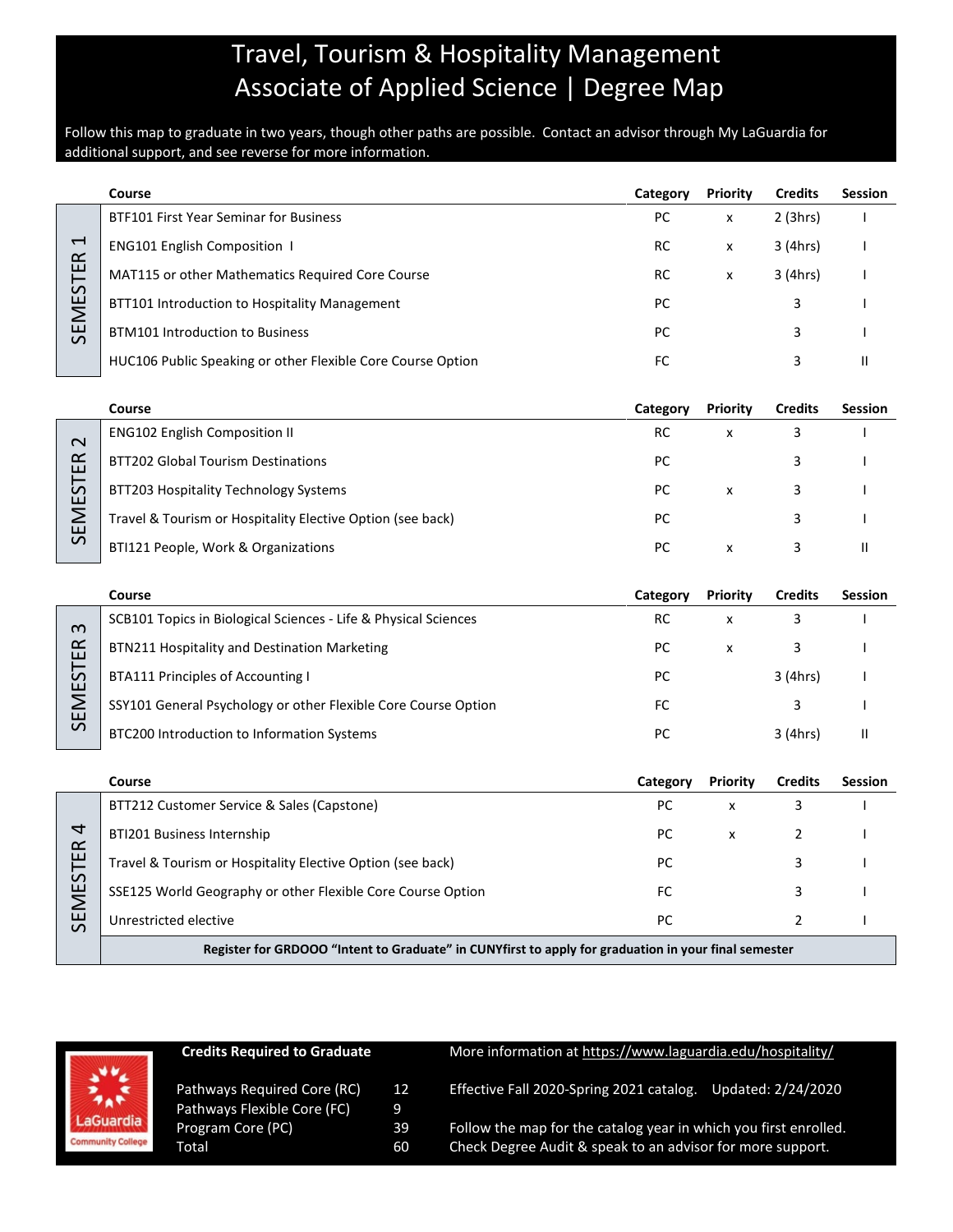# Travel, Tourism & Hospitality Management
# Associate of Applied Science | Degree Map

Follow this map to graduate in two years, though other paths are possible. Contact an advisor through My LaGuardia for additional support, and see reverse for more information.

## SEMESTER 1

| Course | Category | Priority | Credits | Session |
|---|---|---|---|---|
| BTF101 First Year Seminar for Business | PC | x | 2 (3hrs) | I |
| ENG101 English Composition I | RC | x | 3 (4hrs) | I |
| MAT115 or other Mathematics Required Core Course | RC | x | 3 (4hrs) | I |
| BTT101 Introduction to Hospitality Management | PC | | 3 | I |
| BTM101 Introduction to Business | PC | | 3 | I |
| HUC106 Public Speaking or other Flexible Core Course Option | FC | | 3 | II |

## SEMESTER 2

| Course | Category | Priority | Credits | Session |
|---|---|---|---|---|
| ENG102 English Composition II | RC | x | 3 | I |
| BTT202 Global Tourism Destinations | PC | | 3 | I |
| BTT203 Hospitality Technology Systems | PC | x | 3 | I |
| Travel & Tourism or Hospitality Elective Option (see back) | PC | | 3 | I |
| BTI121 People, Work & Organizations | PC | x | 3 | II |

## SEMESTER 3

| Course | Category | Priority | Credits | Session |
|---|---|---|---|---|
| SCB101 Topics in Biological Sciences - Life & Physical Sciences | RC | x | 3 | I |
| BTN211 Hospitality and Destination Marketing | PC | x | 3 | I |
| BTA111 Principles of Accounting I | PC | | 3 (4hrs) | I |
| SSY101 General Psychology or other Flexible Core Course Option | FC | | 3 | I |
| BTC200 Introduction to Information Systems | PC | | 3 (4hrs) | II |

## SEMESTER 4

| Course | Category | Priority | Credits | Session |
|---|---|---|---|---|
| BTT212 Customer Service & Sales (Capstone) | PC | x | 3 | I |
| BTI201 Business Internship | PC | x | 2 | I |
| Travel & Tourism or Hospitality Elective Option (see back) | PC | | 3 | I |
| SSE125 World Geography or other Flexible Core Course Option | FC | | 3 | I |
| Unrestricted elective | PC | | 2 | I |

**Register for GRDOOO "Intent to Graduate" in CUNYfirst to apply for graduation in your final semester**

**Credits Required to Graduate**

| | |
|---|---|
| Pathways Required Core (RC) | 12 |
| Pathways Flexible Core (FC) | 9 |
| Program Core (PC) | 39 |
| Total | 60 |

More information at https://www.laguardia.edu/hospitality/

Effective Fall 2020-Spring 2021 catalog. Updated: 2/24/2020

Follow the map for the catalog year in which you first enrolled. Check Degree Audit & speak to an advisor for more support.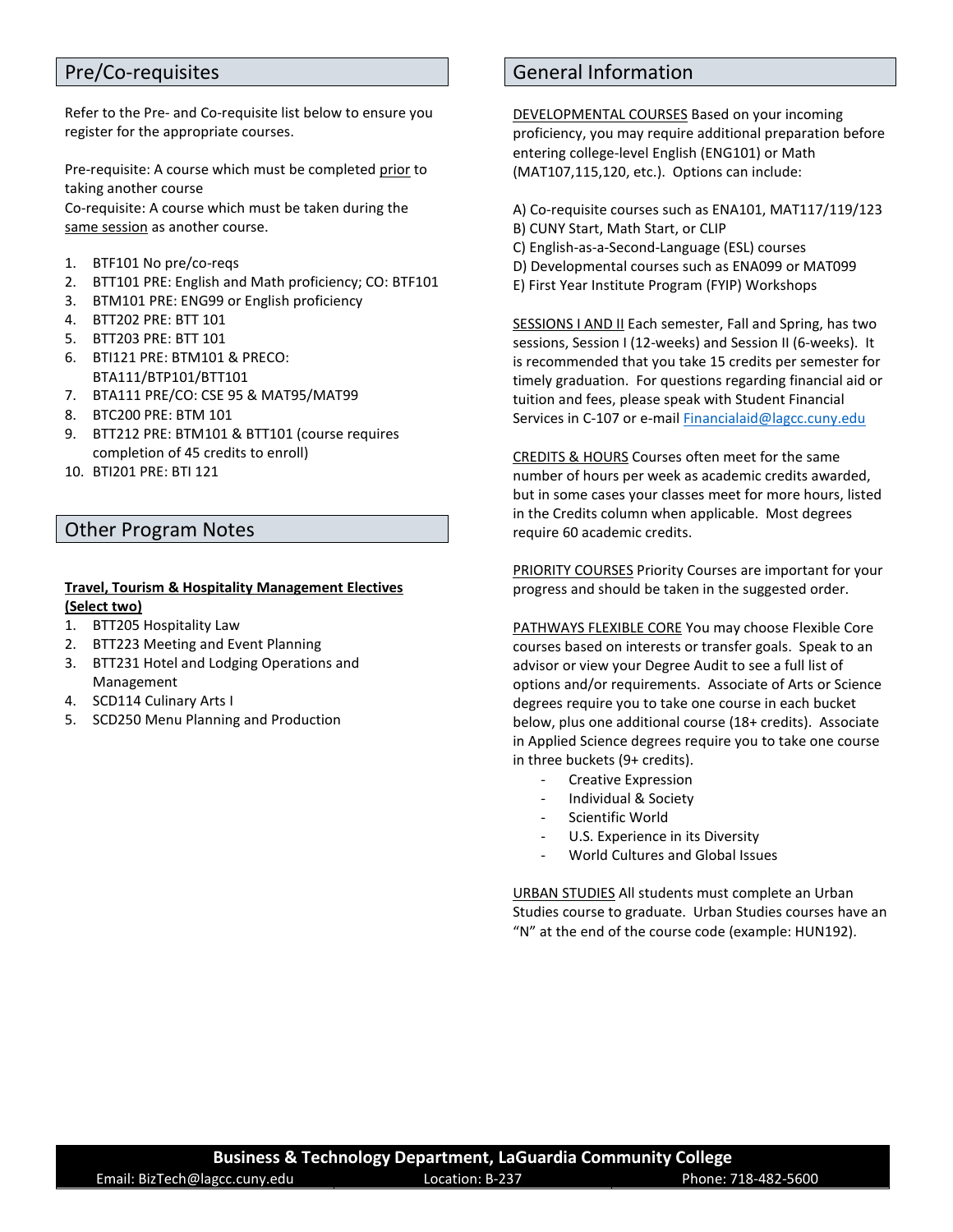## Pre/Co-requisites

Refer to the Pre- and Co-requisite list below to ensure you register for the appropriate courses.

Pre-requisite: A course which must be completed prior to taking another course
Co-requisite: A course which must be taken during the same session as another course.

1. BTF101 No pre/co-reqs
2. BTT101 PRE: English and Math proficiency; CO: BTF101
3. BTM101 PRE: ENG99 or English proficiency
4. BTT202 PRE: BTT 101
5. BTT203 PRE: BTT 101
6. BTI121 PRE: BTM101 & PRECO: BTA111/BTP101/BTT101
7. BTA111 PRE/CO: CSE 95 & MAT95/MAT99
8. BTC200 PRE: BTM 101
9. BTT212 PRE: BTM101 & BTT101 (course requires completion of 45 credits to enroll)
10. BTI201 PRE: BTI 121

## Other Program Notes

**Travel, Tourism & Hospitality Management Electives (Select two)**

1. BTT205 Hospitality Law
2. BTT223 Meeting and Event Planning
3. BTT231 Hotel and Lodging Operations and Management
4. SCD114 Culinary Arts I
5. SCD250 Menu Planning and Production

## General Information

DEVELOPMENTAL COURSES Based on your incoming proficiency, you may require additional preparation before entering college-level English (ENG101) or Math (MAT107,115,120, etc.). Options can include:

A) Co-requisite courses such as ENA101, MAT117/119/123
B) CUNY Start, Math Start, or CLIP
C) English-as-a-Second-Language (ESL) courses
D) Developmental courses such as ENA099 or MAT099
E) First Year Institute Program (FYIP) Workshops

SESSIONS I AND II Each semester, Fall and Spring, has two sessions, Session I (12-weeks) and Session II (6-weeks). It is recommended that you take 15 credits per semester for timely graduation. For questions regarding financial aid or tuition and fees, please speak with Student Financial Services in C-107 or e-mail Financialaid@lagcc.cuny.edu

CREDITS & HOURS Courses often meet for the same number of hours per week as academic credits awarded, but in some cases your classes meet for more hours, listed in the Credits column when applicable. Most degrees require 60 academic credits.

PRIORITY COURSES Priority Courses are important for your progress and should be taken in the suggested order.

PATHWAYS FLEXIBLE CORE You may choose Flexible Core courses based on interests or transfer goals. Speak to an advisor or view your Degree Audit to see a full list of options and/or requirements. Associate of Arts or Science degrees require you to take one course in each bucket below, plus one additional course (18+ credits). Associate in Applied Science degrees require you to take one course in three buckets (9+ credits).

- Creative Expression
- Individual & Society
- Scientific World
- U.S. Experience in its Diversity
- World Cultures and Global Issues

URBAN STUDIES All students must complete an Urban Studies course to graduate. Urban Studies courses have an "N" at the end of the course code (example: HUN192).

**Business & Technology Department, LaGuardia Community College**

Email: BizTech@lagcc.cuny.edu | Location: B-237 | Phone: 718-482-5600